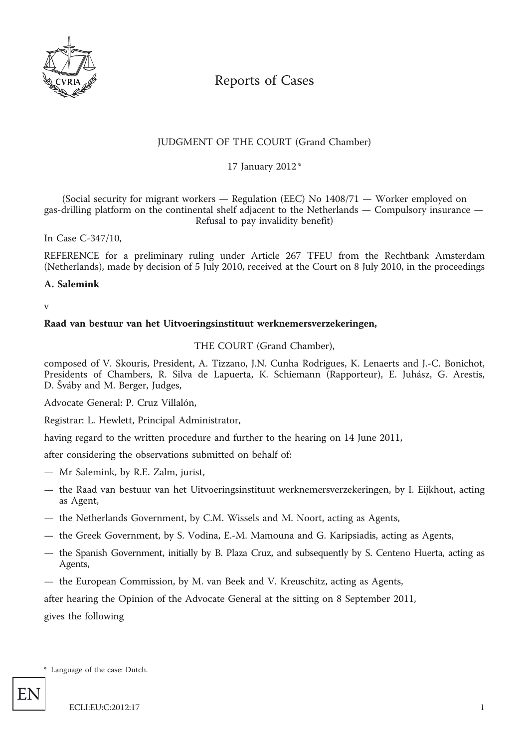# Reports of Cases

JUDGMENT OF THE COURT (Grand Chamber)

17 January 2012 *

(Social security for migrant workers — Regulation (EEC) No 1408/71 — Worker employed on gas-drilling platform on the continental shelf adjacent to the Netherlands — Compulsory insurance — Refusal to pay invalidity benefit)

In Case C-347/10,

REFERENCE for a preliminary ruling under Article 267 TFEU from the Rechtbank Amsterdam (Netherlands), made by decision of 5 July 2010, received at the Court on 8 July 2010, in the proceedings

**A. Salemink**

v

**Raad van bestuur van het Uitvoeringsinstituut werknemersverzekeringen,**

THE COURT (Grand Chamber),

composed of V. Skouris, President, A. Tizzano, J.N. Cunha Rodrigues, K. Lenaerts and J.-C. Bonichot, Presidents of Chambers, R. Silva de Lapuerta, K. Schiemann (Rapporteur), E. Juhász, G. Arestis, D. Šváby and M. Berger, Judges,

Advocate General: P. Cruz Villalón,

Registrar: L. Hewlett, Principal Administrator,

having regard to the written procedure and further to the hearing on 14 June 2011,

after considering the observations submitted on behalf of:

— Mr Salemink, by R.E. Zalm, jurist,

— the Raad van bestuur van het Uitvoeringsinstituut werknemersverzekeringen, by I. Eijkhout, acting as Agent,

— the Netherlands Government, by C.M. Wissels and M. Noort, acting as Agents,

— the Greek Government, by S. Vodina, E.-M. Mamouna and G. Karipsiadis, acting as Agents,

— the Spanish Government, initially by B. Plaza Cruz, and subsequently by S. Centeno Huerta, acting as Agents,

— the European Commission, by M. van Beek and V. Kreuschitz, acting as Agents,

after hearing the Opinion of the Advocate General at the sitting on 8 September 2011,

gives the following

\* Language of the case: Dutch.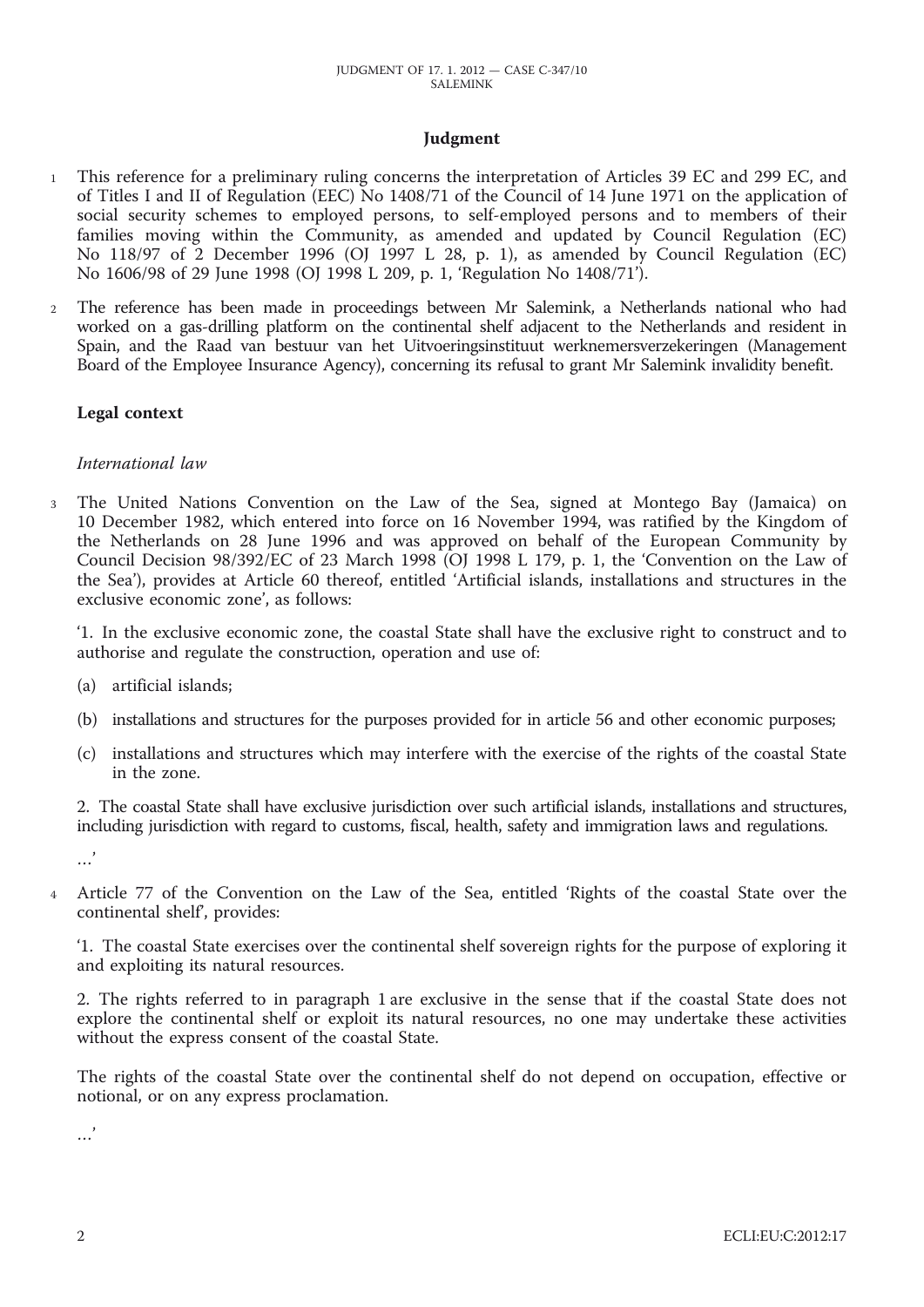## Judgment

1 This reference for a preliminary ruling concerns the interpretation of Articles 39 EC and 299 EC, and of Titles I and II of Regulation (EEC) No 1408/71 of the Council of 14 June 1971 on the application of social security schemes to employed persons, to self-employed persons and to members of their families moving within the Community, as amended and updated by Council Regulation (EC) No 118/97 of 2 December 1996 (OJ 1997 L 28, p. 1), as amended by Council Regulation (EC) No 1606/98 of 29 June 1998 (OJ 1998 L 209, p. 1, 'Regulation No 1408/71').

2 The reference has been made in proceedings between Mr Salemink, a Netherlands national who had worked on a gas-drilling platform on the continental shelf adjacent to the Netherlands and resident in Spain, and the Raad van bestuur van het Uitvoeringsinstituut werknemersverzekeringen (Management Board of the Employee Insurance Agency), concerning its refusal to grant Mr Salemink invalidity benefit.

### Legal context

*International law*

3 The United Nations Convention on the Law of the Sea, signed at Montego Bay (Jamaica) on 10 December 1982, which entered into force on 16 November 1994, was ratified by the Kingdom of the Netherlands on 28 June 1996 and was approved on behalf of the European Community by Council Decision 98/392/EC of 23 March 1998 (OJ 1998 L 179, p. 1, the 'Convention on the Law of the Sea'), provides at Article 60 thereof, entitled 'Artificial islands, installations and structures in the exclusive economic zone', as follows:

'1. In the exclusive economic zone, the coastal State shall have the exclusive right to construct and to authorise and regulate the construction, operation and use of:

(a) artificial islands;

(b) installations and structures for the purposes provided for in article 56 and other economic purposes;

(c) installations and structures which may interfere with the exercise of the rights of the coastal State in the zone.

2. The coastal State shall have exclusive jurisdiction over such artificial islands, installations and structures, including jurisdiction with regard to customs, fiscal, health, safety and immigration laws and regulations.

…'

4 Article 77 of the Convention on the Law of the Sea, entitled 'Rights of the coastal State over the continental shelf', provides:

'1. The coastal State exercises over the continental shelf sovereign rights for the purpose of exploring it and exploiting its natural resources.

2. The rights referred to in paragraph 1 are exclusive in the sense that if the coastal State does not explore the continental shelf or exploit its natural resources, no one may undertake these activities without the express consent of the coastal State.

The rights of the coastal State over the continental shelf do not depend on occupation, effective or notional, or on any express proclamation.

…'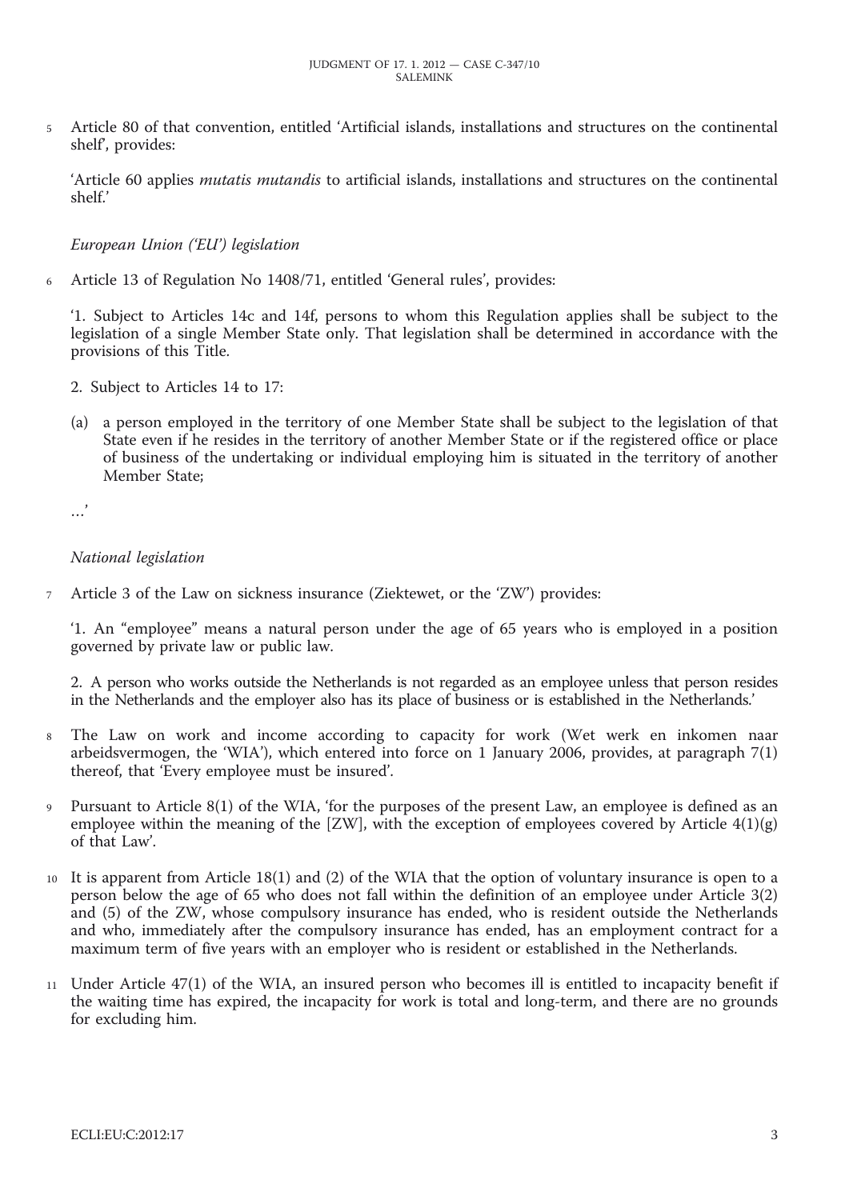5 Article 80 of that convention, entitled 'Artificial islands, installations and structures on the continental shelf', provides:

'Article 60 applies *mutatis mutandis* to artificial islands, installations and structures on the continental shelf.'

*European Union ('EU') legislation*

6 Article 13 of Regulation No 1408/71, entitled 'General rules', provides:

'1. Subject to Articles 14c and 14f, persons to whom this Regulation applies shall be subject to the legislation of a single Member State only. That legislation shall be determined in accordance with the provisions of this Title.

2. Subject to Articles 14 to 17:

(a) a person employed in the territory of one Member State shall be subject to the legislation of that State even if he resides in the territory of another Member State or if the registered office or place of business of the undertaking or individual employing him is situated in the territory of another Member State;

…'

*National legislation*

7 Article 3 of the Law on sickness insurance (Ziektewet, or the 'ZW') provides:

'1. An "employee" means a natural person under the age of 65 years who is employed in a position governed by private law or public law.

2. A person who works outside the Netherlands is not regarded as an employee unless that person resides in the Netherlands and the employer also has its place of business or is established in the Netherlands.'

8 The Law on work and income according to capacity for work (Wet werk en inkomen naar arbeidsvermogen, the 'WIA'), which entered into force on 1 January 2006, provides, at paragraph 7(1) thereof, that 'Every employee must be insured'.

9 Pursuant to Article 8(1) of the WIA, 'for the purposes of the present Law, an employee is defined as an employee within the meaning of the [ZW], with the exception of employees covered by Article 4(1)(g) of that Law'.

10 It is apparent from Article 18(1) and (2) of the WIA that the option of voluntary insurance is open to a person below the age of 65 who does not fall within the definition of an employee under Article 3(2) and (5) of the ZW, whose compulsory insurance has ended, who is resident outside the Netherlands and who, immediately after the compulsory insurance has ended, has an employment contract for a maximum term of five years with an employer who is resident or established in the Netherlands.

11 Under Article 47(1) of the WIA, an insured person who becomes ill is entitled to incapacity benefit if the waiting time has expired, the incapacity for work is total and long-term, and there are no grounds for excluding him.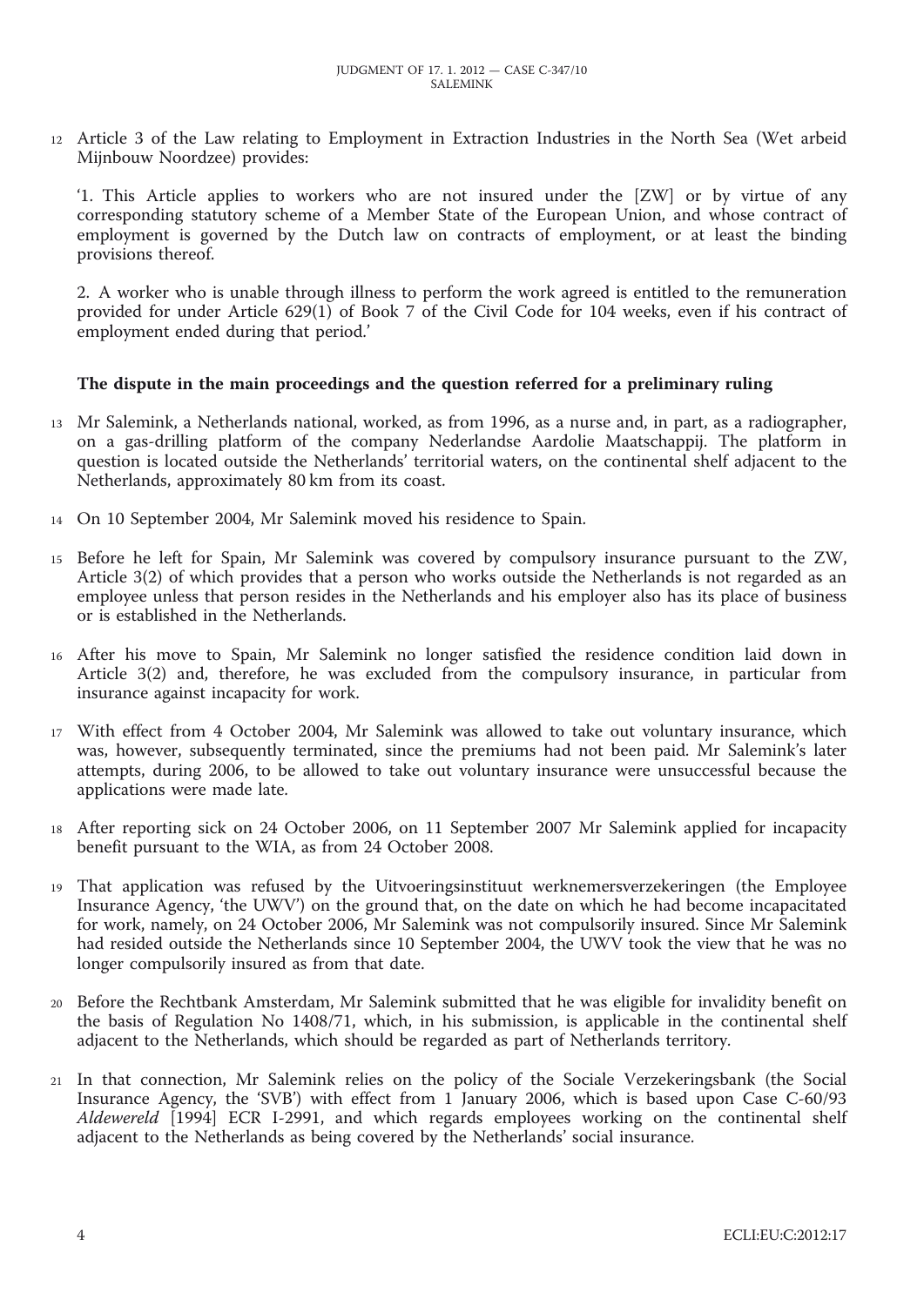12 Article 3 of the Law relating to Employment in Extraction Industries in the North Sea (Wet arbeid Mijnbouw Noordzee) provides:

'1. This Article applies to workers who are not insured under the [ZW] or by virtue of any corresponding statutory scheme of a Member State of the European Union, and whose contract of employment is governed by the Dutch law on contracts of employment, or at least the binding provisions thereof.

2. A worker who is unable through illness to perform the work agreed is entitled to the remuneration provided for under Article 629(1) of Book 7 of the Civil Code for 104 weeks, even if his contract of employment ended during that period.'

**The dispute in the main proceedings and the question referred for a preliminary ruling**

13 Mr Salemink, a Netherlands national, worked, as from 1996, as a nurse and, in part, as a radiographer, on a gas-drilling platform of the company Nederlandse Aardolie Maatschappij. The platform in question is located outside the Netherlands' territorial waters, on the continental shelf adjacent to the Netherlands, approximately 80 km from its coast.

14 On 10 September 2004, Mr Salemink moved his residence to Spain.

15 Before he left for Spain, Mr Salemink was covered by compulsory insurance pursuant to the ZW, Article 3(2) of which provides that a person who works outside the Netherlands is not regarded as an employee unless that person resides in the Netherlands and his employer also has its place of business or is established in the Netherlands.

16 After his move to Spain, Mr Salemink no longer satisfied the residence condition laid down in Article 3(2) and, therefore, he was excluded from the compulsory insurance, in particular from insurance against incapacity for work.

17 With effect from 4 October 2004, Mr Salemink was allowed to take out voluntary insurance, which was, however, subsequently terminated, since the premiums had not been paid. Mr Salemink's later attempts, during 2006, to be allowed to take out voluntary insurance were unsuccessful because the applications were made late.

18 After reporting sick on 24 October 2006, on 11 September 2007 Mr Salemink applied for incapacity benefit pursuant to the WIA, as from 24 October 2008.

19 That application was refused by the Uitvoeringsinstituut werknemersverzekeringen (the Employee Insurance Agency, 'the UWV') on the ground that, on the date on which he had become incapacitated for work, namely, on 24 October 2006, Mr Salemink was not compulsorily insured. Since Mr Salemink had resided outside the Netherlands since 10 September 2004, the UWV took the view that he was no longer compulsorily insured as from that date.

20 Before the Rechtbank Amsterdam, Mr Salemink submitted that he was eligible for invalidity benefit on the basis of Regulation No 1408/71, which, in his submission, is applicable in the continental shelf adjacent to the Netherlands, which should be regarded as part of Netherlands territory.

21 In that connection, Mr Salemink relies on the policy of the Sociale Verzekeringsbank (the Social Insurance Agency, the 'SVB') with effect from 1 January 2006, which is based upon Case C-60/93 *Aldewereld* [1994] ECR I-2991, and which regards employees working on the continental shelf adjacent to the Netherlands as being covered by the Netherlands' social insurance.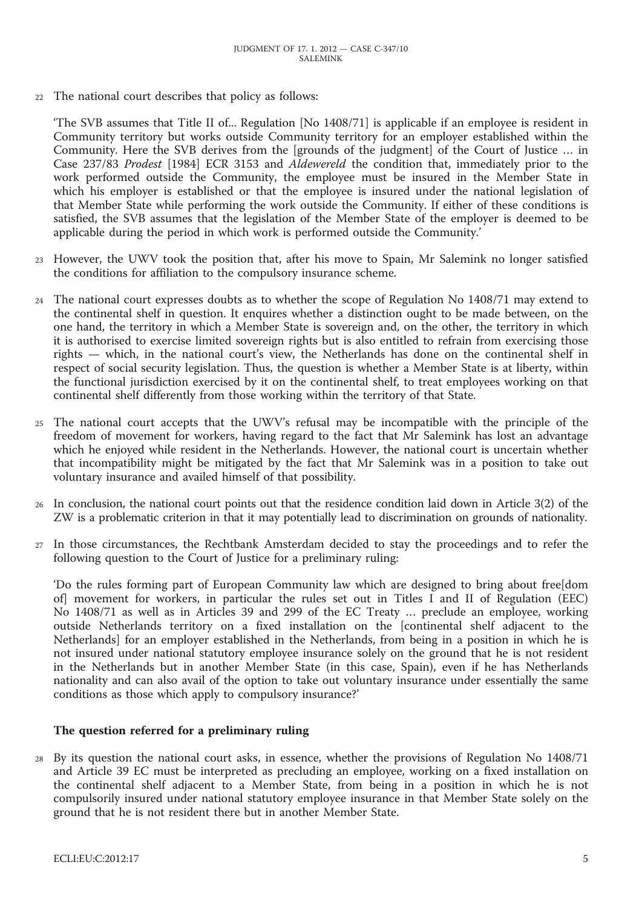22 The national court describes that policy as follows:

'The SVB assumes that Title II of... Regulation [No 1408/71] is applicable if an employee is resident in Community territory but works outside Community territory for an employer established within the Community. Here the SVB derives from the [grounds of the judgment] of the Court of Justice … in Case 237/83 *Prodest* [1984] ECR 3153 and *Aldewereld* the condition that, immediately prior to the work performed outside the Community, the employee must be insured in the Member State in which his employer is established or that the employee is insured under the national legislation of that Member State while performing the work outside the Community. If either of these conditions is satisfied, the SVB assumes that the legislation of the Member State of the employer is deemed to be applicable during the period in which work is performed outside the Community.'

23 However, the UWV took the position that, after his move to Spain, Mr Salemink no longer satisfied the conditions for affiliation to the compulsory insurance scheme.

24 The national court expresses doubts as to whether the scope of Regulation No 1408/71 may extend to the continental shelf in question. It enquires whether a distinction ought to be made between, on the one hand, the territory in which a Member State is sovereign and, on the other, the territory in which it is authorised to exercise limited sovereign rights but is also entitled to refrain from exercising those rights — which, in the national court's view, the Netherlands has done on the continental shelf in respect of social security legislation. Thus, the question is whether a Member State is at liberty, within the functional jurisdiction exercised by it on the continental shelf, to treat employees working on that continental shelf differently from those working within the territory of that State.

25 The national court accepts that the UWV's refusal may be incompatible with the principle of the freedom of movement for workers, having regard to the fact that Mr Salemink has lost an advantage which he enjoyed while resident in the Netherlands. However, the national court is uncertain whether that incompatibility might be mitigated by the fact that Mr Salemink was in a position to take out voluntary insurance and availed himself of that possibility.

26 In conclusion, the national court points out that the residence condition laid down in Article 3(2) of the ZW is a problematic criterion in that it may potentially lead to discrimination on grounds of nationality.

27 In those circumstances, the Rechtbank Amsterdam decided to stay the proceedings and to refer the following question to the Court of Justice for a preliminary ruling:

'Do the rules forming part of European Community law which are designed to bring about free[dom of] movement for workers, in particular the rules set out in Titles I and II of Regulation (EEC) No 1408/71 as well as in Articles 39 and 299 of the EC Treaty … preclude an employee, working outside Netherlands territory on a fixed installation on the [continental shelf adjacent to the Netherlands] for an employer established in the Netherlands, from being in a position in which he is not insured under national statutory employee insurance solely on the ground that he is not resident in the Netherlands but in another Member State (in this case, Spain), even if he has Netherlands nationality and can also avail of the option to take out voluntary insurance under essentially the same conditions as those which apply to compulsory insurance?'

## The question referred for a preliminary ruling

28 By its question the national court asks, in essence, whether the provisions of Regulation No 1408/71 and Article 39 EC must be interpreted as precluding an employee, working on a fixed installation on the continental shelf adjacent to a Member State, from being in a position in which he is not compulsorily insured under national statutory employee insurance in that Member State solely on the ground that he is not resident there but in another Member State.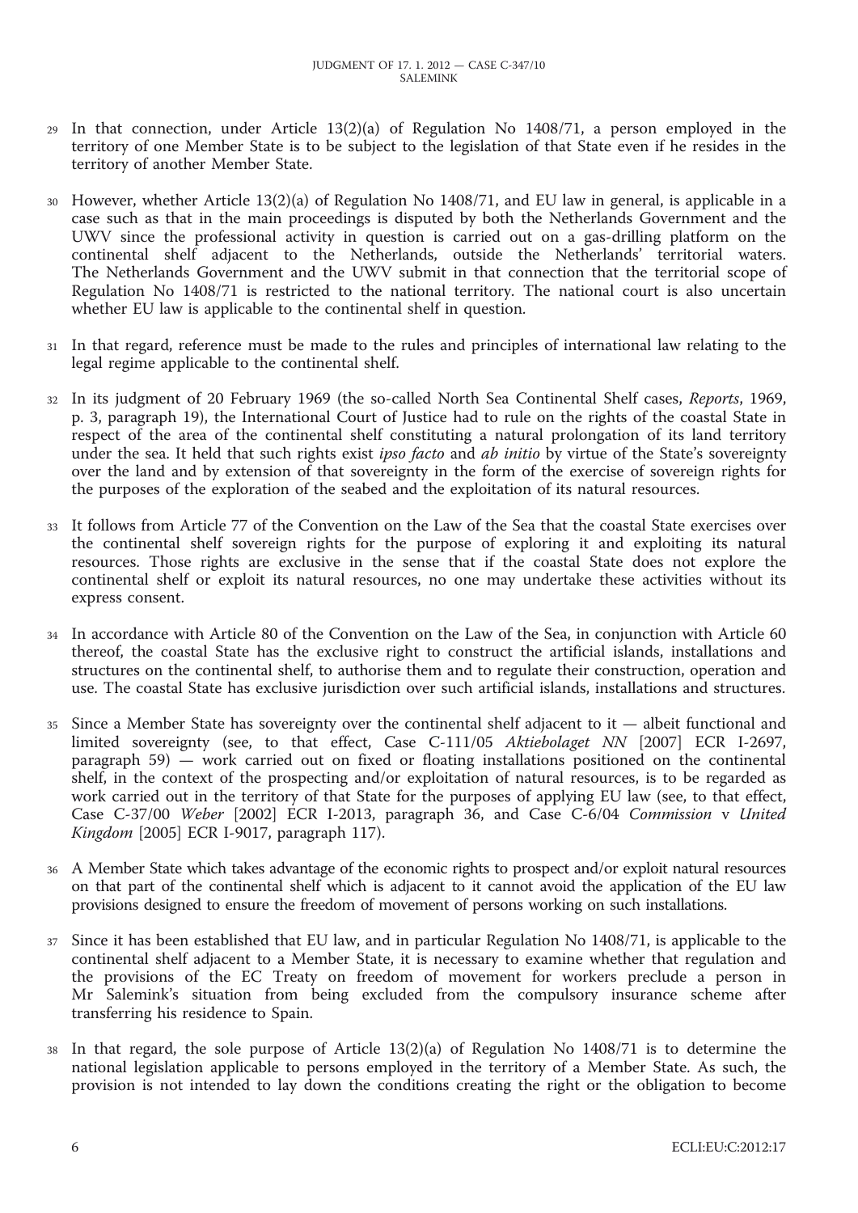29 In that connection, under Article 13(2)(a) of Regulation No 1408/71, a person employed in the territory of one Member State is to be subject to the legislation of that State even if he resides in the territory of another Member State.

30 However, whether Article 13(2)(a) of Regulation No 1408/71, and EU law in general, is applicable in a case such as that in the main proceedings is disputed by both the Netherlands Government and the UWV since the professional activity in question is carried out on a gas-drilling platform on the continental shelf adjacent to the Netherlands, outside the Netherlands' territorial waters. The Netherlands Government and the UWV submit in that connection that the territorial scope of Regulation No 1408/71 is restricted to the national territory. The national court is also uncertain whether EU law is applicable to the continental shelf in question.

31 In that regard, reference must be made to the rules and principles of international law relating to the legal regime applicable to the continental shelf.

32 In its judgment of 20 February 1969 (the so-called North Sea Continental Shelf cases, *Reports*, 1969, p. 3, paragraph 19), the International Court of Justice had to rule on the rights of the coastal State in respect of the area of the continental shelf constituting a natural prolongation of its land territory under the sea. It held that such rights exist *ipso facto* and *ab initio* by virtue of the State's sovereignty over the land and by extension of that sovereignty in the form of the exercise of sovereign rights for the purposes of the exploration of the seabed and the exploitation of its natural resources.

33 It follows from Article 77 of the Convention on the Law of the Sea that the coastal State exercises over the continental shelf sovereign rights for the purpose of exploring it and exploiting its natural resources. Those rights are exclusive in the sense that if the coastal State does not explore the continental shelf or exploit its natural resources, no one may undertake these activities without its express consent.

34 In accordance with Article 80 of the Convention on the Law of the Sea, in conjunction with Article 60 thereof, the coastal State has the exclusive right to construct the artificial islands, installations and structures on the continental shelf, to authorise them and to regulate their construction, operation and use. The coastal State has exclusive jurisdiction over such artificial islands, installations and structures.

35 Since a Member State has sovereignty over the continental shelf adjacent to it — albeit functional and limited sovereignty (see, to that effect, Case C-111/05 *Aktiebolaget NN* [2007] ECR I-2697, paragraph 59) — work carried out on fixed or floating installations positioned on the continental shelf, in the context of the prospecting and/or exploitation of natural resources, is to be regarded as work carried out in the territory of that State for the purposes of applying EU law (see, to that effect, Case C-37/00 *Weber* [2002] ECR I-2013, paragraph 36, and Case C-6/04 *Commission* v *United Kingdom* [2005] ECR I-9017, paragraph 117).

36 A Member State which takes advantage of the economic rights to prospect and/or exploit natural resources on that part of the continental shelf which is adjacent to it cannot avoid the application of the EU law provisions designed to ensure the freedom of movement of persons working on such installations.

37 Since it has been established that EU law, and in particular Regulation No 1408/71, is applicable to the continental shelf adjacent to a Member State, it is necessary to examine whether that regulation and the provisions of the EC Treaty on freedom of movement for workers preclude a person in Mr Salemink's situation from being excluded from the compulsory insurance scheme after transferring his residence to Spain.

38 In that regard, the sole purpose of Article 13(2)(a) of Regulation No 1408/71 is to determine the national legislation applicable to persons employed in the territory of a Member State. As such, the provision is not intended to lay down the conditions creating the right or the obligation to become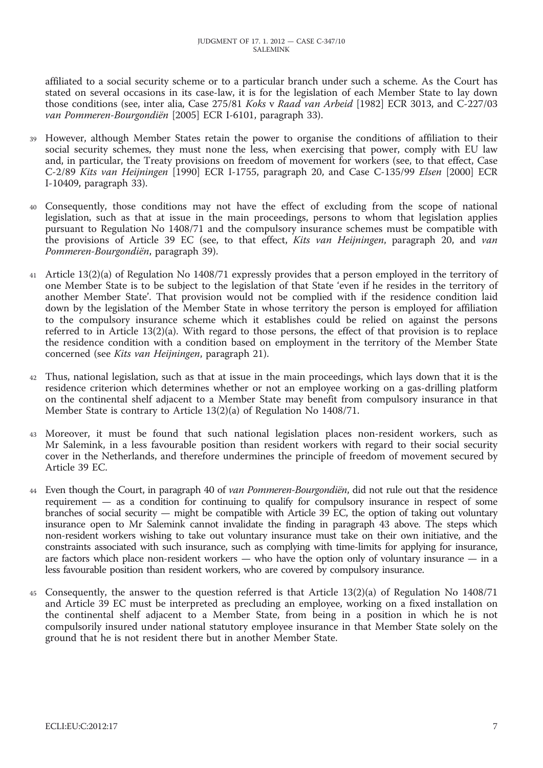affiliated to a social security scheme or to a particular branch under such a scheme. As the Court has stated on several occasions in its case-law, it is for the legislation of each Member State to lay down those conditions (see, inter alia, Case 275/81 *Koks* v *Raad van Arbeid* [1982] ECR 3013, and C-227/03 *van Pommeren-Bourgondiën* [2005] ECR I-6101, paragraph 33).

39 However, although Member States retain the power to organise the conditions of affiliation to their social security schemes, they must none the less, when exercising that power, comply with EU law and, in particular, the Treaty provisions on freedom of movement for workers (see, to that effect, Case C-2/89 *Kits van Heijningen* [1990] ECR I-1755, paragraph 20, and Case C-135/99 *Elsen* [2000] ECR I-10409, paragraph 33).

40 Consequently, those conditions may not have the effect of excluding from the scope of national legislation, such as that at issue in the main proceedings, persons to whom that legislation applies pursuant to Regulation No 1408/71 and the compulsory insurance schemes must be compatible with the provisions of Article 39 EC (see, to that effect, *Kits van Heijningen*, paragraph 20, and *van Pommeren-Bourgondiën*, paragraph 39).

41 Article 13(2)(a) of Regulation No 1408/71 expressly provides that a person employed in the territory of one Member State is to be subject to the legislation of that State 'even if he resides in the territory of another Member State'. That provision would not be complied with if the residence condition laid down by the legislation of the Member State in whose territory the person is employed for affiliation to the compulsory insurance scheme which it establishes could be relied on against the persons referred to in Article 13(2)(a). With regard to those persons, the effect of that provision is to replace the residence condition with a condition based on employment in the territory of the Member State concerned (see *Kits van Heijningen*, paragraph 21).

42 Thus, national legislation, such as that at issue in the main proceedings, which lays down that it is the residence criterion which determines whether or not an employee working on a gas-drilling platform on the continental shelf adjacent to a Member State may benefit from compulsory insurance in that Member State is contrary to Article 13(2)(a) of Regulation No 1408/71.

43 Moreover, it must be found that such national legislation places non-resident workers, such as Mr Salemink, in a less favourable position than resident workers with regard to their social security cover in the Netherlands, and therefore undermines the principle of freedom of movement secured by Article 39 EC.

44 Even though the Court, in paragraph 40 of *van Pommeren-Bourgondiën*, did not rule out that the residence requirement — as a condition for continuing to qualify for compulsory insurance in respect of some branches of social security — might be compatible with Article 39 EC, the option of taking out voluntary insurance open to Mr Salemink cannot invalidate the finding in paragraph 43 above. The steps which non-resident workers wishing to take out voluntary insurance must take on their own initiative, and the constraints associated with such insurance, such as complying with time-limits for applying for insurance, are factors which place non-resident workers — who have the option only of voluntary insurance — in a less favourable position than resident workers, who are covered by compulsory insurance.

45 Consequently, the answer to the question referred is that Article 13(2)(a) of Regulation No 1408/71 and Article 39 EC must be interpreted as precluding an employee, working on a fixed installation on the continental shelf adjacent to a Member State, from being in a position in which he is not compulsorily insured under national statutory employee insurance in that Member State solely on the ground that he is not resident there but in another Member State.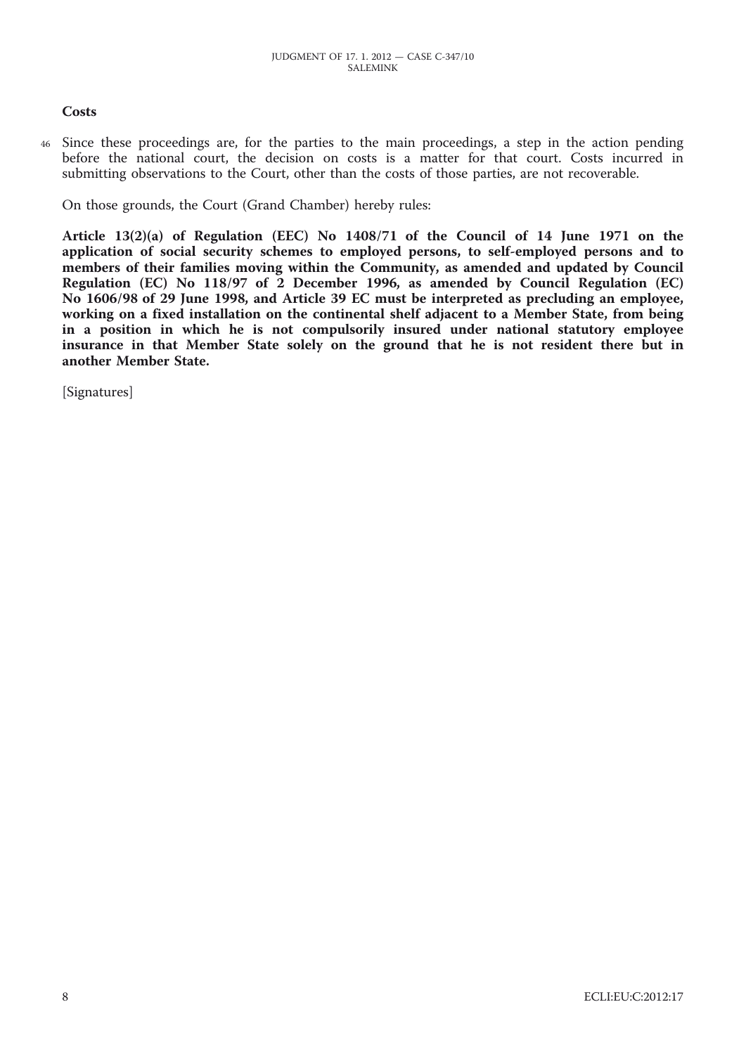## Costs

46 Since these proceedings are, for the parties to the main proceedings, a step in the action pending before the national court, the decision on costs is a matter for that court. Costs incurred in submitting observations to the Court, other than the costs of those parties, are not recoverable.

On those grounds, the Court (Grand Chamber) hereby rules:

**Article 13(2)(a) of Regulation (EEC) No 1408/71 of the Council of 14 June 1971 on the application of social security schemes to employed persons, to self-employed persons and to members of their families moving within the Community, as amended and updated by Council Regulation (EC) No 118/97 of 2 December 1996, as amended by Council Regulation (EC) No 1606/98 of 29 June 1998, and Article 39 EC must be interpreted as precluding an employee, working on a fixed installation on the continental shelf adjacent to a Member State, from being in a position in which he is not compulsorily insured under national statutory employee insurance in that Member State solely on the ground that he is not resident there but in another Member State.**

[Signatures]